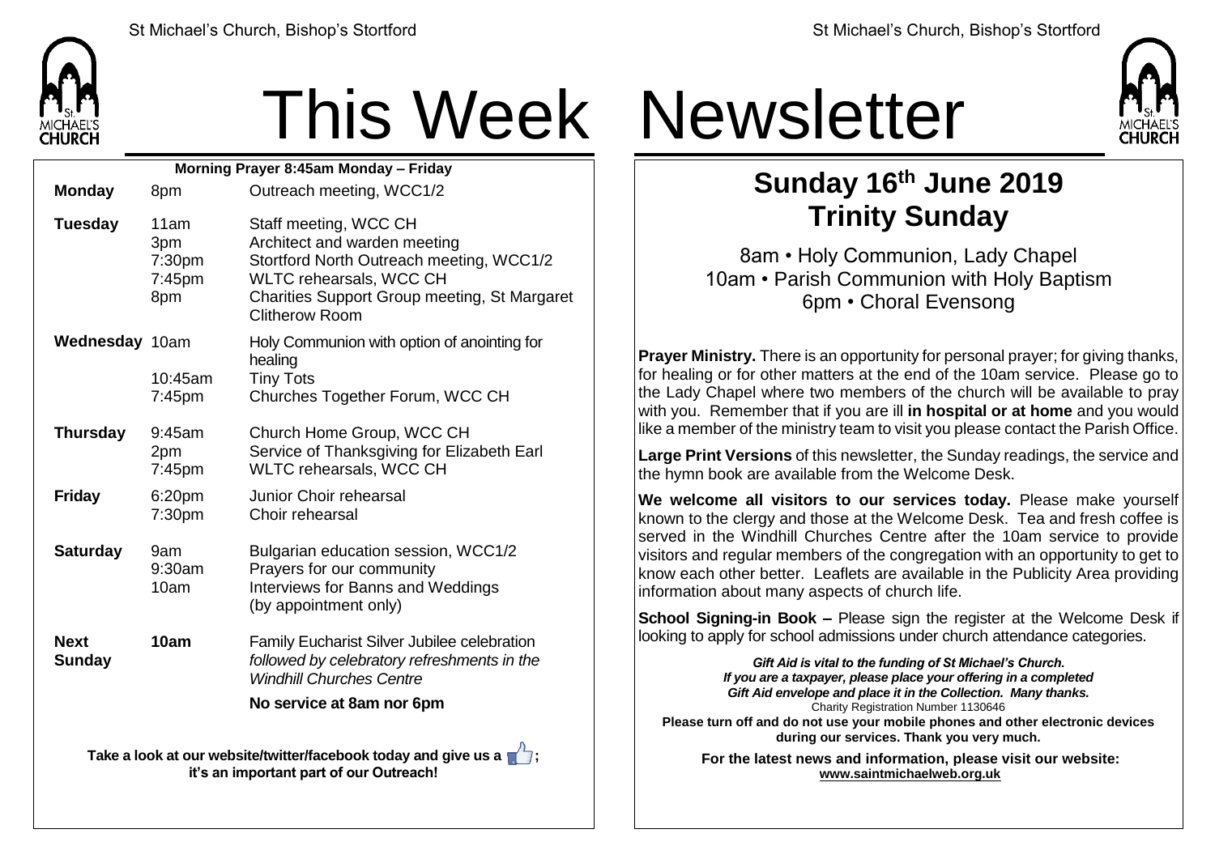# This Week Newsletter

**Morning Prayer 8:45am Monday – Friday**

| | | |
|---|---|---|
| **Monday** | 8pm | Outreach meeting, WCC1/2 |
| **Tuesday** | 11am | Staff meeting, WCC CH |
| | 3pm | Architect and warden meeting |
| | 7:30pm | Stortford North Outreach meeting, WCC1/2 |
| | 7:45pm | WLTC rehearsals, WCC CH |
| | 8pm | Charities Support Group meeting, St Margaret Clitherow Room |
| **Wednesday** | 10am | Holy Communion with option of anointing for healing |
| | 10:45am | Tiny Tots |
| | 7:45pm | Churches Together Forum, WCC CH |
| **Thursday** | 9:45am | Church Home Group, WCC CH |
| | 2pm | Service of Thanksgiving for Elizabeth Earl |
| | 7:45pm | WLTC rehearsals, WCC CH |
| **Friday** | 6:20pm | Junior Choir rehearsal |
| | 7:30pm | Choir rehearsal |
| **Saturday** | 9am | Bulgarian education session, WCC1/2 |
| | 9:30am | Prayers for our community |
| | 10am | Interviews for Banns and Weddings (by appointment only) |
| **Next Sunday** | **10am** | Family Eucharist Silver Jubilee celebration *followed by celebratory refreshments in the Windhill Churches Centre* |
| | | **No service at 8am nor 6pm** |

**Take a look at our website/twitter/facebook today and give us a 👍; it's an important part of our Outreach!**

## Sunday 16th June 2019
## Trinity Sunday

8am • Holy Communion, Lady Chapel
10am • Parish Communion with Holy Baptism
6pm • Choral Evensong

**Prayer Ministry.** There is an opportunity for personal prayer; for giving thanks, for healing or for other matters at the end of the 10am service. Please go to the Lady Chapel where two members of the church will be available to pray with you. Remember that if you are ill **in hospital or at home** and you would like a member of the ministry team to visit you please contact the Parish Office.

**Large Print Versions** of this newsletter, the Sunday readings, the service and the hymn book are available from the Welcome Desk.

**We welcome all visitors to our services today.** Please make yourself known to the clergy and those at the Welcome Desk. Tea and fresh coffee is served in the Windhill Churches Centre after the 10am service to provide visitors and regular members of the congregation with an opportunity to get to know each other better. Leaflets are available in the Publicity Area providing information about many aspects of church life.

**School Signing-in Book –** Please sign the register at the Welcome Desk if looking to apply for school admissions under church attendance categories.

***Gift Aid is vital to the funding of St Michael's Church. If you are a taxpayer, please place your offering in a completed Gift Aid envelope and place it in the Collection. Many thanks.***
Charity Registration Number 1130646
**Please turn off and do not use your mobile phones and other electronic devices during our services. Thank you very much.**

**For the latest news and information, please visit our website: www.saintmichaelweb.org.uk**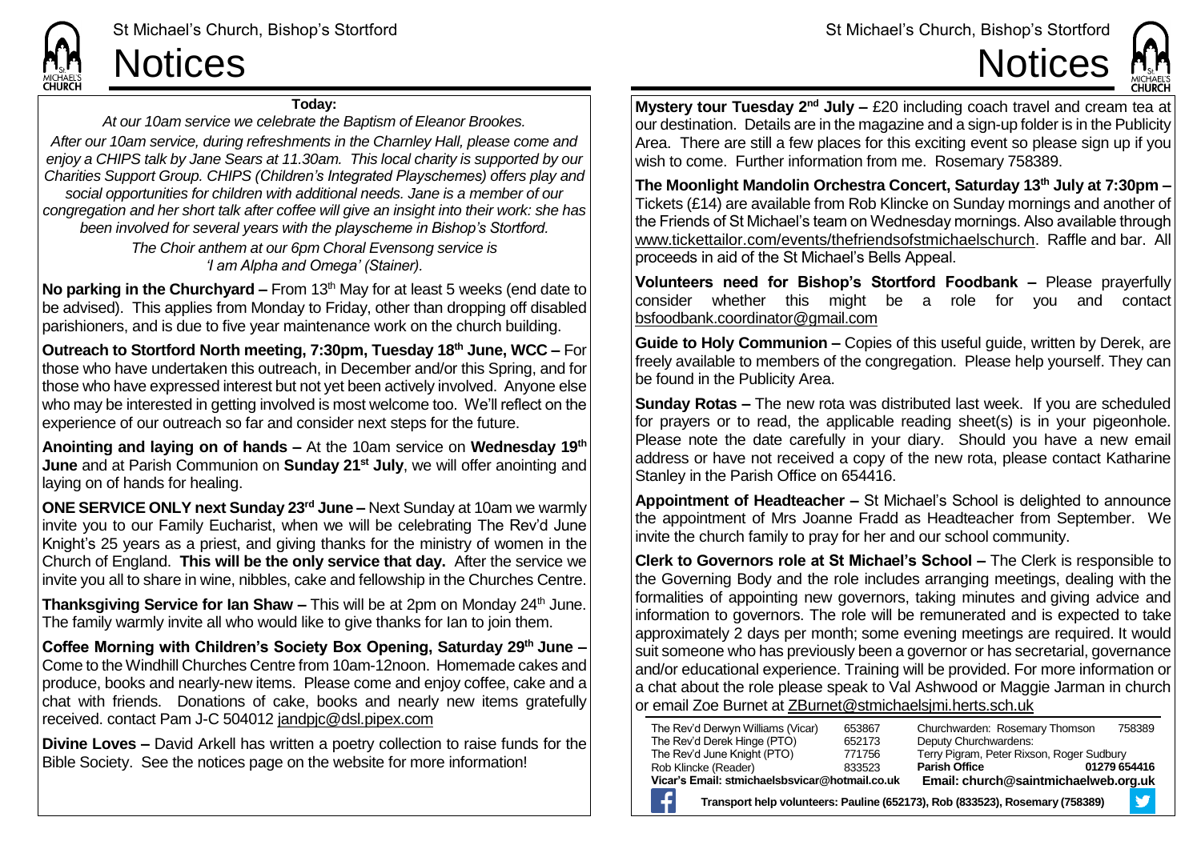# Notices

**Today:**

*At our 10am service we celebrate the Baptism of Eleanor Brookes.*

*After our 10am service, during refreshments in the Charnley Hall, please come and enjoy a CHIPS talk by Jane Sears at 11.30am. This local charity is supported by our Charities Support Group. CHIPS (Children's Integrated Playschemes) offers play and social opportunities for children with additional needs. Jane is a member of our congregation and her short talk after coffee will give an insight into their work: she has been involved for several years with the playscheme in Bishop's Stortford.*

*The Choir anthem at our 6pm Choral Evensong service is 'I am Alpha and Omega' (Stainer).*

**No parking in the Churchyard –** From 13th May for at least 5 weeks (end date to be advised). This applies from Monday to Friday, other than dropping off disabled parishioners, and is due to five year maintenance work on the church building.

**Outreach to Stortford North meeting, 7:30pm, Tuesday 18th June, WCC –** For those who have undertaken this outreach, in December and/or this Spring, and for those who have expressed interest but not yet been actively involved. Anyone else who may be interested in getting involved is most welcome too. We'll reflect on the experience of our outreach so far and consider next steps for the future.

**Anointing and laying on of hands –** At the 10am service on **Wednesday 19th June** and at Parish Communion on **Sunday 21st July**, we will offer anointing and laying on of hands for healing.

**ONE SERVICE ONLY next Sunday 23rd June –** Next Sunday at 10am we warmly invite you to our Family Eucharist, when we will be celebrating The Rev'd June Knight's 25 years as a priest, and giving thanks for the ministry of women in the Church of England. **This will be the only service that day.** After the service we invite you all to share in wine, nibbles, cake and fellowship in the Churches Centre.

**Thanksgiving Service for Ian Shaw –** This will be at 2pm on Monday 24th June. The family warmly invite all who would like to give thanks for Ian to join them.

**Coffee Morning with Children's Society Box Opening, Saturday 29th June –** Come to the Windhill Churches Centre from 10am-12noon. Homemade cakes and produce, books and nearly-new items. Please come and enjoy coffee, cake and a chat with friends. Donations of cake, books and nearly new items gratefully received. contact Pam J-C 504012 jandpjc@dsl.pipex.com

**Divine Loves –** David Arkell has written a poetry collection to raise funds for the Bible Society. See the notices page on the website for more information!

**Mystery tour Tuesday 2nd July –** £20 including coach travel and cream tea at our destination. Details are in the magazine and a sign-up folder is in the Publicity Area. There are still a few places for this exciting event so please sign up if you wish to come. Further information from me. Rosemary 758389.

**The Moonlight Mandolin Orchestra Concert, Saturday 13th July at 7:30pm –** Tickets (£14) are available from Rob Klincke on Sunday mornings and another of the Friends of St Michael's team on Wednesday mornings. Also available through www.tickettailor.com/events/thefriendsofstmichaelschurch. Raffle and bar. All proceeds in aid of the St Michael's Bells Appeal.

**Volunteers need for Bishop's Stortford Foodbank –** Please prayerfully consider whether this might be a role for you and contact bsfoodbank.coordinator@gmail.com

**Guide to Holy Communion –** Copies of this useful guide, written by Derek, are freely available to members of the congregation. Please help yourself. They can be found in the Publicity Area.

**Sunday Rotas –** The new rota was distributed last week. If you are scheduled for prayers or to read, the applicable reading sheet(s) is in your pigeonhole. Please note the date carefully in your diary. Should you have a new email address or have not received a copy of the new rota, please contact Katharine Stanley in the Parish Office on 654416.

**Appointment of Headteacher –** St Michael's School is delighted to announce the appointment of Mrs Joanne Fradd as Headteacher from September. We invite the church family to pray for her and our school community.

**Clerk to Governors role at St Michael's School –** The Clerk is responsible to the Governing Body and the role includes arranging meetings, dealing with the formalities of appointing new governors, taking minutes and giving advice and information to governors. The role will be remunerated and is expected to take approximately 2 days per month; some evening meetings are required. It would suit someone who has previously been a governor or has secretarial, governance and/or educational experience. Training will be provided. For more information or a chat about the role please speak to Val Ashwood or Maggie Jarman in church or email Zoe Burnet at ZBurnet@stmichaelsjmi.herts.sch.uk

| | | | |
|---|---|---|---|
| The Rev'd Derwyn Williams (Vicar) | 653867 | Churchwarden: Rosemary Thomson | 758389 |
| The Rev'd Derek Hinge (PTO) | 652173 | Deputy Churchwardens: | |
| The Rev'd June Knight (PTO) | 771756 | Terry Pigram, Peter Rixson, Roger Sudbury | |
| Rob Klincke (Reader) | 833523 | **Parish Office** | **01279 654416** |
| **Vicar's Email: stmichaelsbsvicar@hotmail.co.uk** | | **Email: church@saintmichaelweb.org.uk** | |

**Transport help volunteers: Pauline (652173), Rob (833523), Rosemary (758389)**